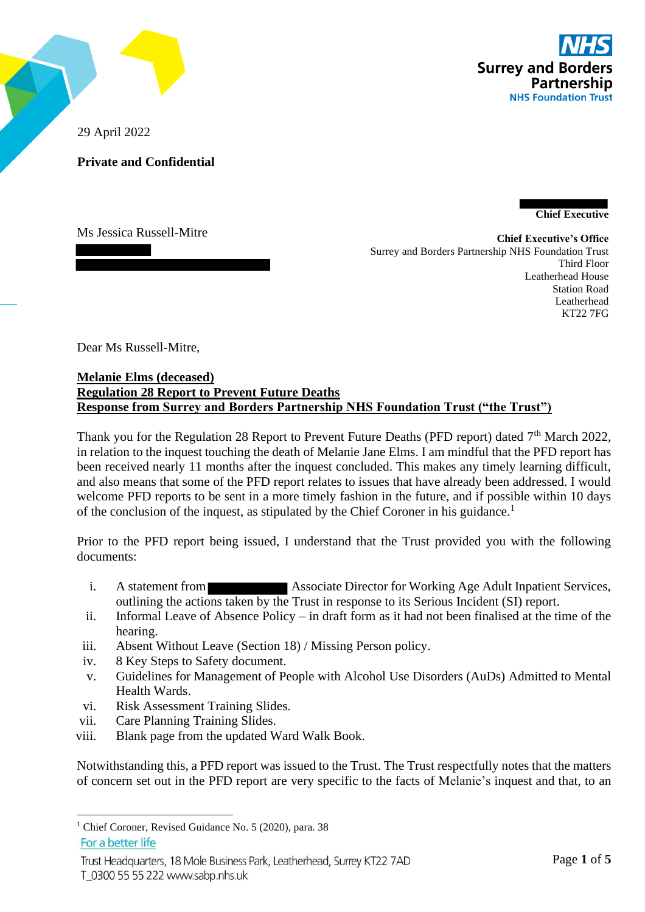29 April 2022

**Private and Confidential**

**Chief Executive**

Ms Jessica Russell-Mitre

**Chief Executive's Office**
Surrey and Borders Partnership NHS Foundation Trust
Third Floor
Leatherhead House
Station Road
Leatherhead
KT22 7FG

Dear Ms Russell-Mitre,

**Melanie Elms (deceased)**
**Regulation 28 Report to Prevent Future Deaths**
**Response from Surrey and Borders Partnership NHS Foundation Trust ("the Trust")**

Thank you for the Regulation 28 Report to Prevent Future Deaths (PFD report) dated 7th March 2022, in relation to the inquest touching the death of Melanie Jane Elms. I am mindful that the PFD report has been received nearly 11 months after the inquest concluded. This makes any timely learning difficult, and also means that some of the PFD report relates to issues that have already been addressed. I would welcome PFD reports to be sent in a more timely fashion in the future, and if possible within 10 days of the conclusion of the inquest, as stipulated by the Chief Coroner in his guidance.[1]

Prior to the PFD report being issued, I understand that the Trust provided you with the following documents:

i. A statement from [redacted] Associate Director for Working Age Adult Inpatient Services, outlining the actions taken by the Trust in response to its Serious Incident (SI) report.
ii. Informal Leave of Absence Policy – in draft form as it had not been finalised at the time of the hearing.
iii. Absent Without Leave (Section 18) / Missing Person policy.
iv. 8 Key Steps to Safety document.
v. Guidelines for Management of People with Alcohol Use Disorders (AuDs) Admitted to Mental Health Wards.
vi. Risk Assessment Training Slides.
vii. Care Planning Training Slides.
viii. Blank page from the updated Ward Walk Book.

Notwithstanding this, a PFD report was issued to the Trust. The Trust respectfully notes that the matters of concern set out in the PFD report are very specific to the facts of Melanie's inquest and that, to an

[1] Chief Coroner, Revised Guidance No. 5 (2020), para. 38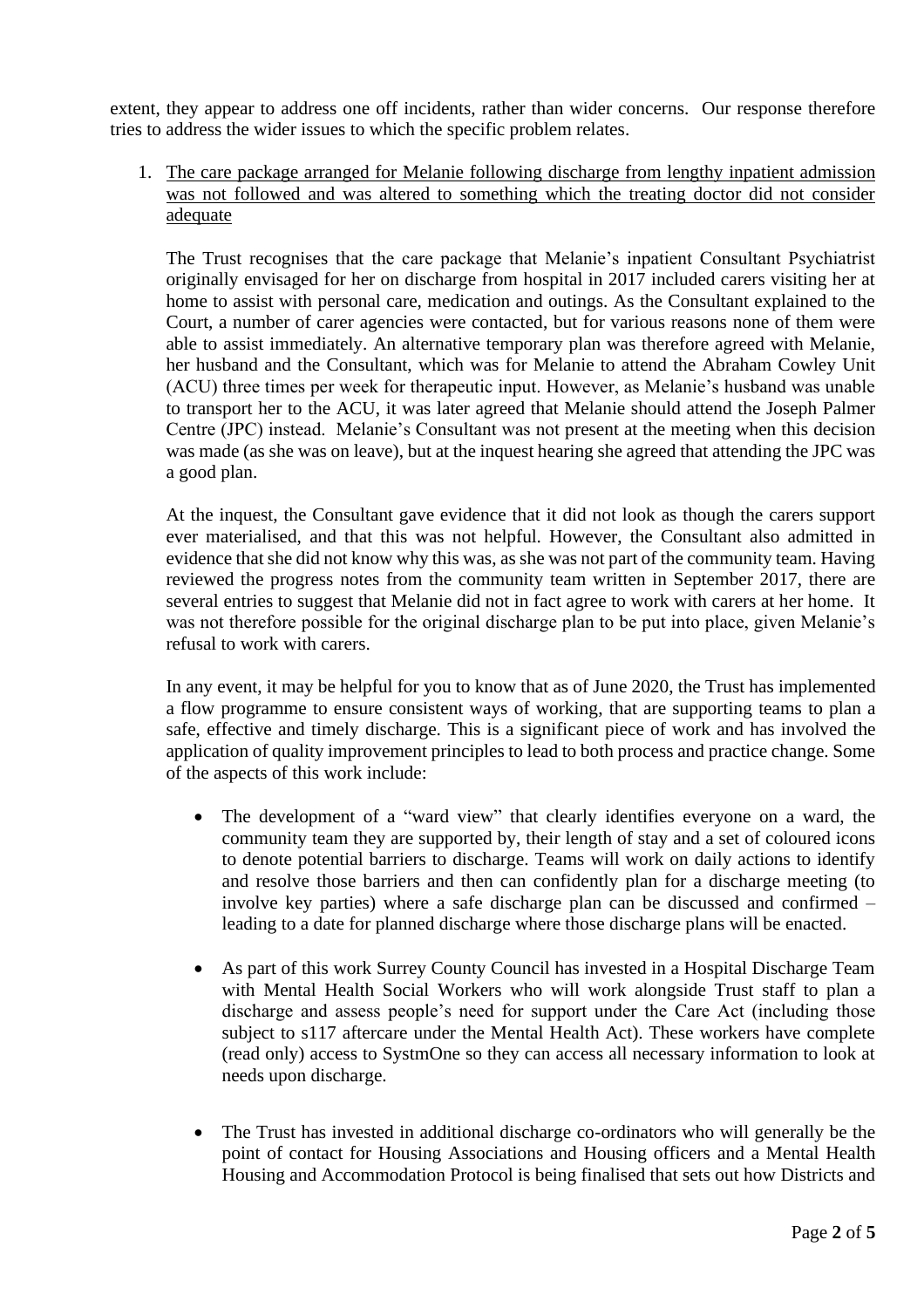extent, they appear to address one off incidents, rather than wider concerns. Our response therefore tries to address the wider issues to which the specific problem relates.

1. <u>The care package arranged for Melanie following discharge from lengthy inpatient admission was not followed and was altered to something which the treating doctor did not consider adequate</u>

   The Trust recognises that the care package that Melanie's inpatient Consultant Psychiatrist originally envisaged for her on discharge from hospital in 2017 included carers visiting her at home to assist with personal care, medication and outings. As the Consultant explained to the Court, a number of carer agencies were contacted, but for various reasons none of them were able to assist immediately. An alternative temporary plan was therefore agreed with Melanie, her husband and the Consultant, which was for Melanie to attend the Abraham Cowley Unit (ACU) three times per week for therapeutic input. However, as Melanie's husband was unable to transport her to the ACU, it was later agreed that Melanie should attend the Joseph Palmer Centre (JPC) instead. Melanie's Consultant was not present at the meeting when this decision was made (as she was on leave), but at the inquest hearing she agreed that attending the JPC was a good plan.

   At the inquest, the Consultant gave evidence that it did not look as though the carers support ever materialised, and that this was not helpful. However, the Consultant also admitted in evidence that she did not know why this was, as she was not part of the community team. Having reviewed the progress notes from the community team written in September 2017, there are several entries to suggest that Melanie did not in fact agree to work with carers at her home. It was not therefore possible for the original discharge plan to be put into place, given Melanie's refusal to work with carers.

   In any event, it may be helpful for you to know that as of June 2020, the Trust has implemented a flow programme to ensure consistent ways of working, that are supporting teams to plan a safe, effective and timely discharge. This is a significant piece of work and has involved the application of quality improvement principles to lead to both process and practice change. Some of the aspects of this work include:

   - The development of a "ward view" that clearly identifies everyone on a ward, the community team they are supported by, their length of stay and a set of coloured icons to denote potential barriers to discharge. Teams will work on daily actions to identify and resolve those barriers and then can confidently plan for a discharge meeting (to involve key parties) where a safe discharge plan can be discussed and confirmed – leading to a date for planned discharge where those discharge plans will be enacted.

   - As part of this work Surrey County Council has invested in a Hospital Discharge Team with Mental Health Social Workers who will work alongside Trust staff to plan a discharge and assess people's need for support under the Care Act (including those subject to s117 aftercare under the Mental Health Act). These workers have complete (read only) access to SystmOne so they can access all necessary information to look at needs upon discharge.

   - The Trust has invested in additional discharge co-ordinators who will generally be the point of contact for Housing Associations and Housing officers and a Mental Health Housing and Accommodation Protocol is being finalised that sets out how Districts and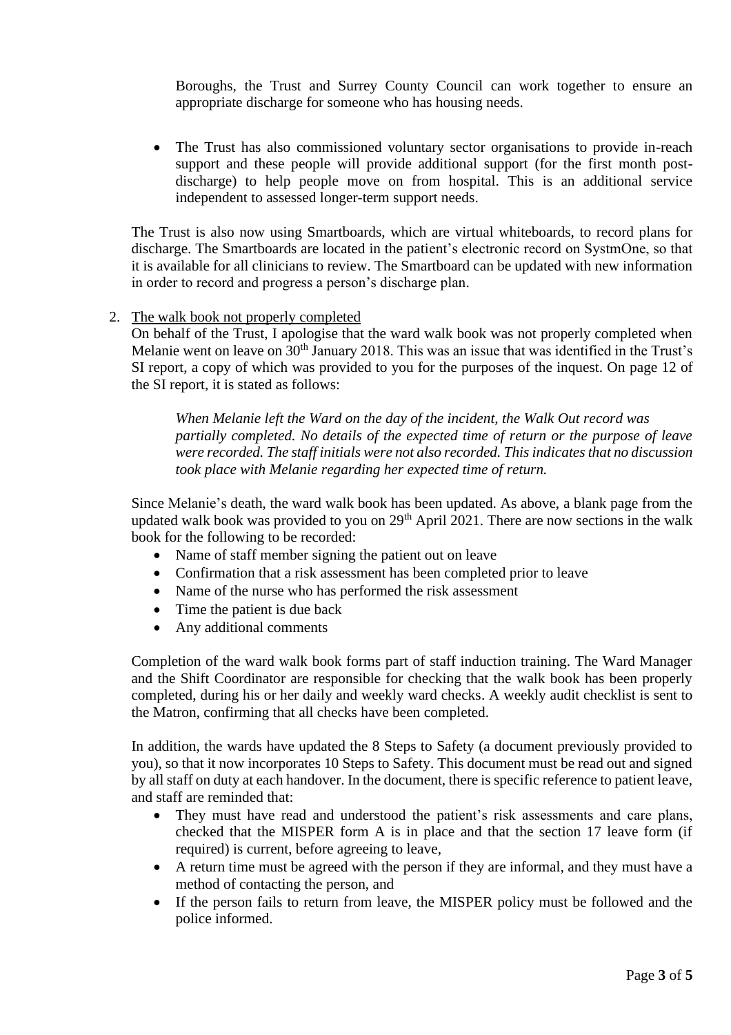Boroughs, the Trust and Surrey County Council can work together to ensure an appropriate discharge for someone who has housing needs.

- The Trust has also commissioned voluntary sector organisations to provide in-reach support and these people will provide additional support (for the first month post-discharge) to help people move on from hospital. This is an additional service independent to assessed longer-term support needs.

The Trust is also now using Smartboards, which are virtual whiteboards, to record plans for discharge. The Smartboards are located in the patient's electronic record on SystmOne, so that it is available for all clinicians to review. The Smartboard can be updated with new information in order to record and progress a person's discharge plan.

2. <u>The walk book not properly completed</u>
On behalf of the Trust, I apologise that the ward walk book was not properly completed when Melanie went on leave on 30th January 2018. This was an issue that was identified in the Trust's SI report, a copy of which was provided to you for the purposes of the inquest. On page 12 of the SI report, it is stated as follows:

> *When Melanie left the Ward on the day of the incident, the Walk Out record was partially completed. No details of the expected time of return or the purpose of leave were recorded. The staff initials were not also recorded. This indicates that no discussion took place with Melanie regarding her expected time of return.*

Since Melanie's death, the ward walk book has been updated. As above, a blank page from the updated walk book was provided to you on 29th April 2021. There are now sections in the walk book for the following to be recorded:

- Name of staff member signing the patient out on leave
- Confirmation that a risk assessment has been completed prior to leave
- Name of the nurse who has performed the risk assessment
- Time the patient is due back
- Any additional comments

Completion of the ward walk book forms part of staff induction training. The Ward Manager and the Shift Coordinator are responsible for checking that the walk book has been properly completed, during his or her daily and weekly ward checks. A weekly audit checklist is sent to the Matron, confirming that all checks have been completed.

In addition, the wards have updated the 8 Steps to Safety (a document previously provided to you), so that it now incorporates 10 Steps to Safety. This document must be read out and signed by all staff on duty at each handover. In the document, there is specific reference to patient leave, and staff are reminded that:

- They must have read and understood the patient's risk assessments and care plans, checked that the MISPER form A is in place and that the section 17 leave form (if required) is current, before agreeing to leave,
- A return time must be agreed with the person if they are informal, and they must have a method of contacting the person, and
- If the person fails to return from leave, the MISPER policy must be followed and the police informed.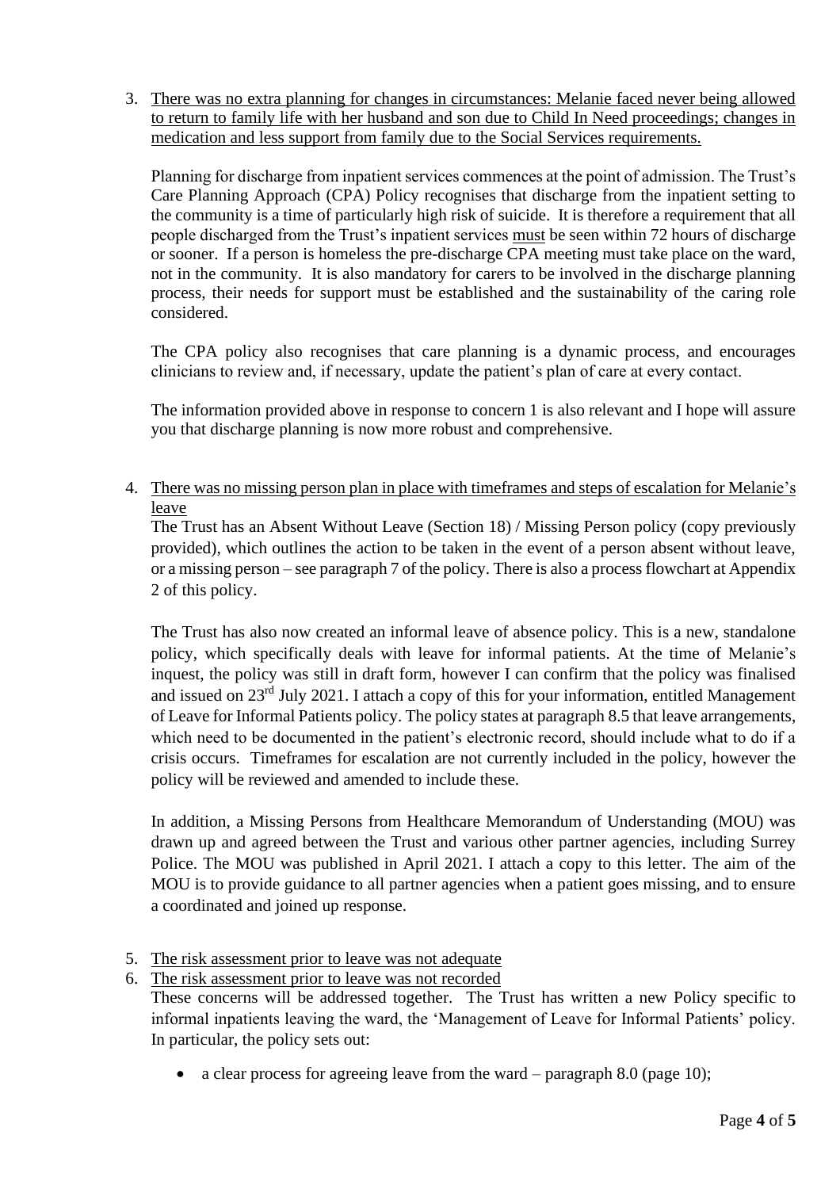3. <u>There was no extra planning for changes in circumstances: Melanie faced never being allowed to return to family life with her husband and son due to Child In Need proceedings; changes in medication and less support from family due to the Social Services requirements.</u>

   Planning for discharge from inpatient services commences at the point of admission. The Trust's Care Planning Approach (CPA) Policy recognises that discharge from the inpatient setting to the community is a time of particularly high risk of suicide. It is therefore a requirement that all people discharged from the Trust's inpatient services <u>must</u> be seen within 72 hours of discharge or sooner. If a person is homeless the pre-discharge CPA meeting must take place on the ward, not in the community. It is also mandatory for carers to be involved in the discharge planning process, their needs for support must be established and the sustainability of the caring role considered.

   The CPA policy also recognises that care planning is a dynamic process, and encourages clinicians to review and, if necessary, update the patient's plan of care at every contact.

   The information provided above in response to concern 1 is also relevant and I hope will assure you that discharge planning is now more robust and comprehensive.

4. <u>There was no missing person plan in place with timeframes and steps of escalation for Melanie's leave</u>

   The Trust has an Absent Without Leave (Section 18) / Missing Person policy (copy previously provided), which outlines the action to be taken in the event of a person absent without leave, or a missing person – see paragraph 7 of the policy. There is also a process flowchart at Appendix 2 of this policy.

   The Trust has also now created an informal leave of absence policy. This is a new, standalone policy, which specifically deals with leave for informal patients. At the time of Melanie's inquest, the policy was still in draft form, however I can confirm that the policy was finalised and issued on 23rd July 2021. I attach a copy of this for your information, entitled Management of Leave for Informal Patients policy. The policy states at paragraph 8.5 that leave arrangements, which need to be documented in the patient's electronic record, should include what to do if a crisis occurs. Timeframes for escalation are not currently included in the policy, however the policy will be reviewed and amended to include these.

   In addition, a Missing Persons from Healthcare Memorandum of Understanding (MOU) was drawn up and agreed between the Trust and various other partner agencies, including Surrey Police. The MOU was published in April 2021. I attach a copy to this letter. The aim of the MOU is to provide guidance to all partner agencies when a patient goes missing, and to ensure a coordinated and joined up response.

5. <u>The risk assessment prior to leave was not adequate</u>
6. <u>The risk assessment prior to leave was not recorded</u>

   These concerns will be addressed together. The Trust has written a new Policy specific to informal inpatients leaving the ward, the 'Management of Leave for Informal Patients' policy. In particular, the policy sets out:

   - a clear process for agreeing leave from the ward – paragraph 8.0 (page 10);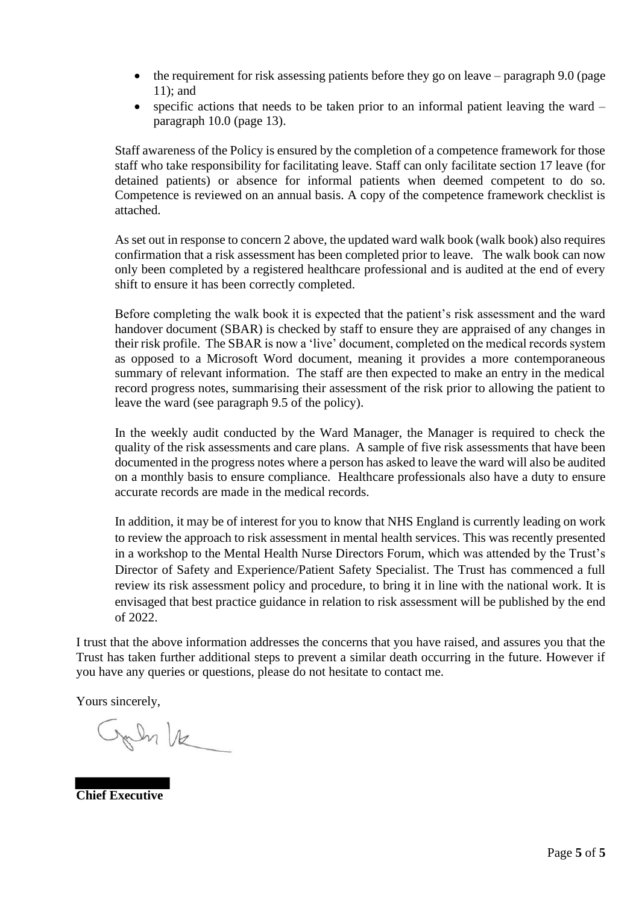- the requirement for risk assessing patients before they go on leave – paragraph 9.0 (page 11); and
- specific actions that needs to be taken prior to an informal patient leaving the ward – paragraph 10.0 (page 13).

Staff awareness of the Policy is ensured by the completion of a competence framework for those staff who take responsibility for facilitating leave. Staff can only facilitate section 17 leave (for detained patients) or absence for informal patients when deemed competent to do so. Competence is reviewed on an annual basis. A copy of the competence framework checklist is attached.

As set out in response to concern 2 above, the updated ward walk book (walk book) also requires confirmation that a risk assessment has been completed prior to leave. The walk book can now only been completed by a registered healthcare professional and is audited at the end of every shift to ensure it has been correctly completed.

Before completing the walk book it is expected that the patient's risk assessment and the ward handover document (SBAR) is checked by staff to ensure they are appraised of any changes in their risk profile. The SBAR is now a 'live' document, completed on the medical records system as opposed to a Microsoft Word document, meaning it provides a more contemporaneous summary of relevant information. The staff are then expected to make an entry in the medical record progress notes, summarising their assessment of the risk prior to allowing the patient to leave the ward (see paragraph 9.5 of the policy).

In the weekly audit conducted by the Ward Manager, the Manager is required to check the quality of the risk assessments and care plans. A sample of five risk assessments that have been documented in the progress notes where a person has asked to leave the ward will also be audited on a monthly basis to ensure compliance. Healthcare professionals also have a duty to ensure accurate records are made in the medical records.

In addition, it may be of interest for you to know that NHS England is currently leading on work to review the approach to risk assessment in mental health services. This was recently presented in a workshop to the Mental Health Nurse Directors Forum, which was attended by the Trust's Director of Safety and Experience/Patient Safety Specialist. The Trust has commenced a full review its risk assessment policy and procedure, to bring it in line with the national work. It is envisaged that best practice guidance in relation to risk assessment will be published by the end of 2022.

I trust that the above information addresses the concerns that you have raised, and assures you that the Trust has taken further additional steps to prevent a similar death occurring in the future. However if you have any queries or questions, please do not hesitate to contact me.

Yours sincerely,

**Chief Executive**